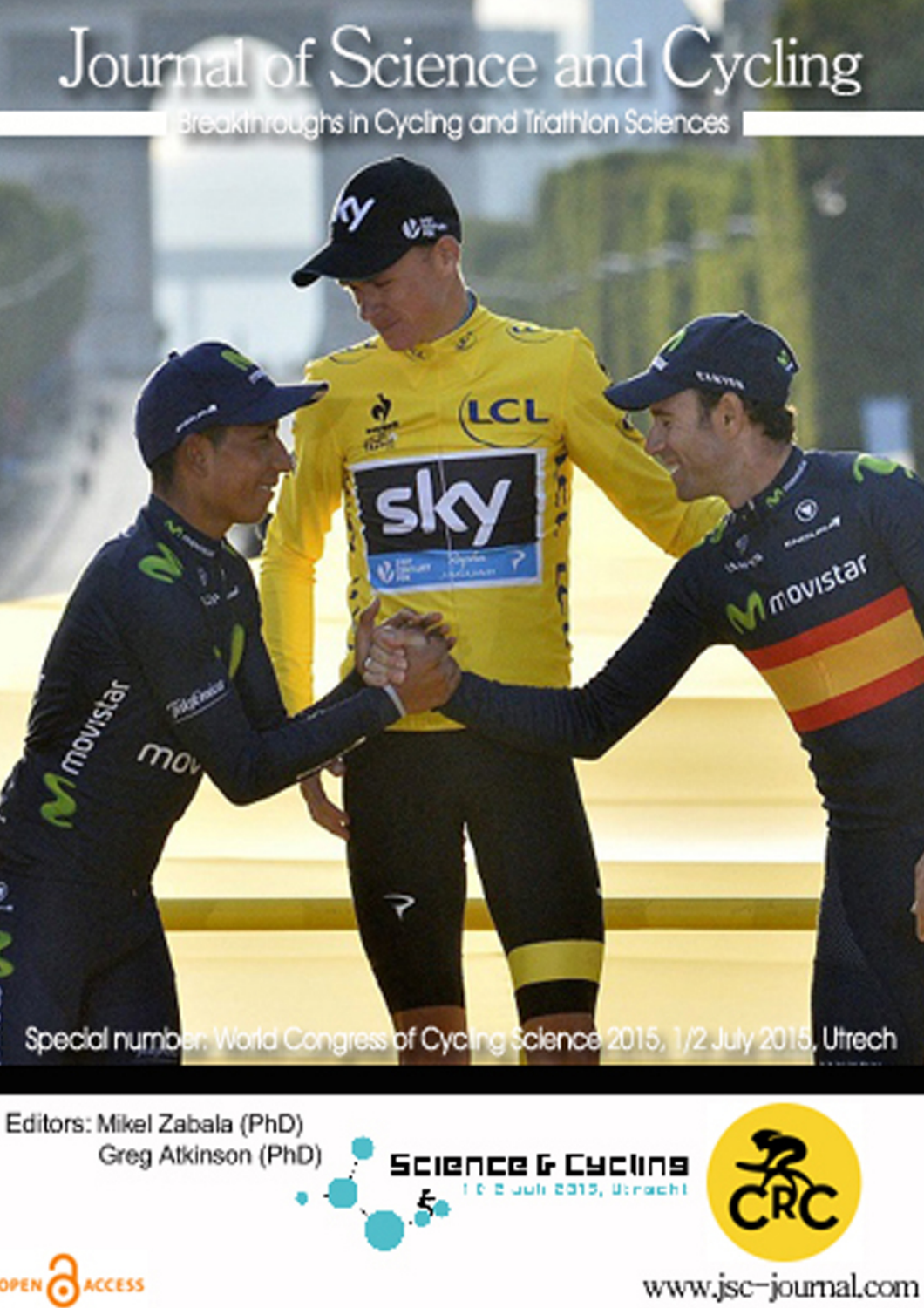# Journal of Science and Cycling

Breakthroughs in Cycling and Triathlon Sciences

Special number: World Congress of Cycling Science 2015, 1/2 July 2015, Utrech

Editors: Mikel Zabala (PhD)
Greg Atkinson (PhD)

Science & Cycling
1 & 2 juli 2015, Utrecht

CRC

OPEN ACCESS

www.jsc-journal.com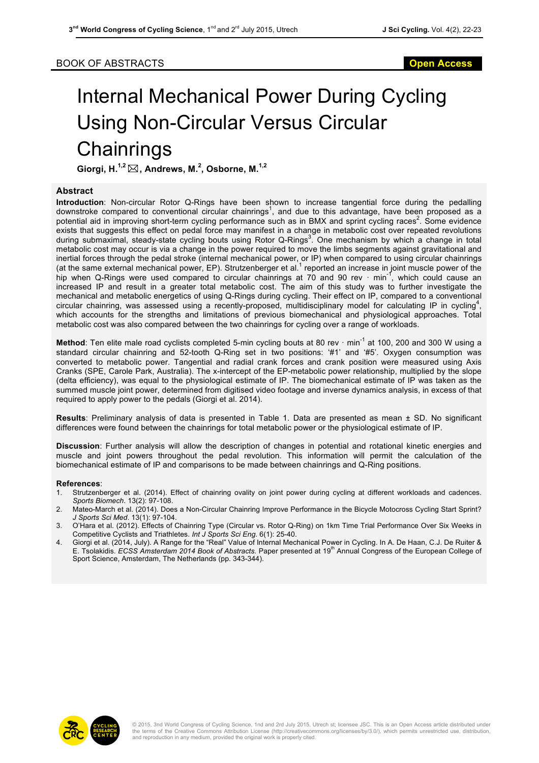BOOK OF ABSTRACTS

# Internal Mechanical Power During Cycling Using Non-Circular Versus Circular Chainrings

**Giorgi, H.[1,2] ✉, Andrews, M.[2], Osborne, M.[1,2]**

## Abstract

**Introduction**: Non-circular Rotor Q-Rings have been shown to increase tangential force during the pedalling downstroke compared to conventional circular chainrings[1], and due to this advantage, have been proposed as a potential aid in improving short-term cycling performance such as in BMX and sprint cycling races[2]. Some evidence exists that suggests this effect on pedal force may manifest in a change in metabolic cost over repeated revolutions during submaximal, steady-state cycling bouts using Rotor Q-Rings[3]. One mechanism by which a change in total metabolic cost may occur is via a change in the power required to move the limbs segments against gravitational and inertial forces through the pedal stroke (internal mechanical power, or IP) when compared to using circular chainrings (at the same external mechanical power, EP). Strutzenberger et al.[1] reported an increase in joint muscle power of the hip when Q-Rings were used compared to circular chainrings at 70 and 90 rev · min$^{-1}$, which could cause an increased IP and result in a greater total metabolic cost. The aim of this study was to further investigate the mechanical and metabolic energetics of using Q-Rings during cycling. Their effect on IP, compared to a conventional circular chainring, was assessed using a recently-proposed, multidisciplinary model for calculating IP in cycling[4], which accounts for the strengths and limitations of previous biomechanical and physiological approaches. Total metabolic cost was also compared between the two chainrings for cycling over a range of workloads.

**Method**: Ten elite male road cyclists completed 5-min cycling bouts at 80 rev · min$^{-1}$ at 100, 200 and 300 W using a standard circular chainring and 52-tooth Q-Ring set in two positions: '#1' and '#5'. Oxygen consumption was converted to metabolic power. Tangential and radial crank forces and crank position were measured using Axis Cranks (SPE, Carole Park, Australia). The x-intercept of the EP-metabolic power relationship, multiplied by the slope (delta efficiency), was equal to the physiological estimate of IP. The biomechanical estimate of IP was taken as the summed muscle joint power, determined from digitised video footage and inverse dynamics analysis, in excess of that required to apply power to the pedals (Giorgi et al. 2014).

**Results**: Preliminary analysis of data is presented in Table 1. Data are presented as mean ± SD. No significant differences were found between the chainrings for total metabolic power or the physiological estimate of IP.

**Discussion**: Further analysis will allow the description of changes in potential and rotational kinetic energies and muscle and joint powers throughout the pedal revolution. This information will permit the calculation of the biomechanical estimate of IP and comparisons to be made between chainrings and Q-Ring positions.

**References**:

1. Strutzenberger et al. (2014). Effect of chainring ovality on joint power during cycling at different workloads and cadences. *Sports Biomech*. 13(2): 97-108.
2. Mateo-March et al. (2014). Does a Non-Circular Chainring Improve Performance in the Bicycle Motocross Cycling Start Sprint? *J Sports Sci Med*. 13(1): 97-104.
3. O'Hara et al. (2012). Effects of Chainring Type (Circular vs. Rotor Q-Ring) on 1km Time Trial Performance Over Six Weeks in Competitive Cyclists and Triathletes. *Int J Sports Sci Eng*. 6(1): 25-40.
4. Giorgi et al. (2014, July). A Range for the "Real" Value of Internal Mechanical Power in Cycling. In A. De Haan, C.J. De Ruiter & E. Tsolakidis. *ECSS Amsterdam 2014 Book of Abstracts*. Paper presented at 19th Annual Congress of the European College of Sport Science, Amsterdam, The Netherlands (pp. 343-344).

© 2015, 3nd World Congress of Cycling Science, 1nd and 2rd July 2015, Utrech st; licensee JSC. This is an Open Access article distributed under the terms of the Creative Commons Attribution License (http://creativecommons.org/licenses/by/3.0/), which permits unrestricted use, distribution, and reproduction in any medium, provided the original work is properly cited.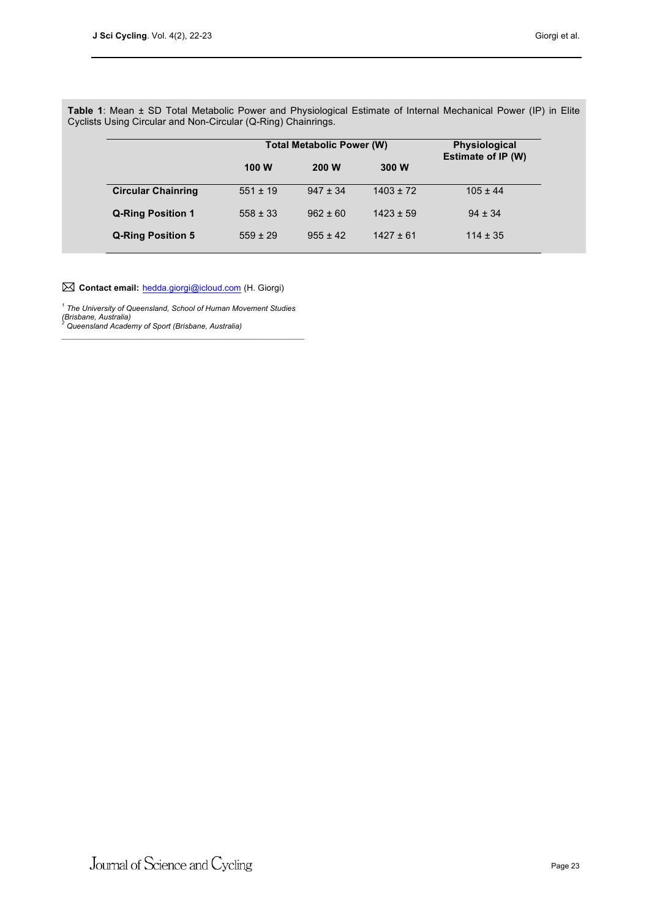**Table 1**: Mean ± SD Total Metabolic Power and Physiological Estimate of Internal Mechanical Power (IP) in Elite Cyclists Using Circular and Non-Circular (Q-Ring) Chainrings.

| | Total Metabolic Power (W) | | | Physiological Estimate of IP (W) |
|---|---|---|---|---|
| | 100 W | 200 W | 300 W | |
| **Circular Chainring** | 551 ± 19 | 947 ± 34 | 1403 ± 72 | 105 ± 44 |
| **Q-Ring Position 1** | 558 ± 33 | 962 ± 60 | 1423 ± 59 | 94 ± 34 |
| **Q-Ring Position 5** | 559 ± 29 | 955 ± 42 | 1427 ± 61 | 114 ± 35 |

✉ **Contact email:** hedda.giorgi@icloud.com (H. Giorgi)

[1] *The University of Queensland, School of Human Movement Studies (Brisbane, Australia)*
[2] *Queensland Academy of Sport (Brisbane, Australia)*